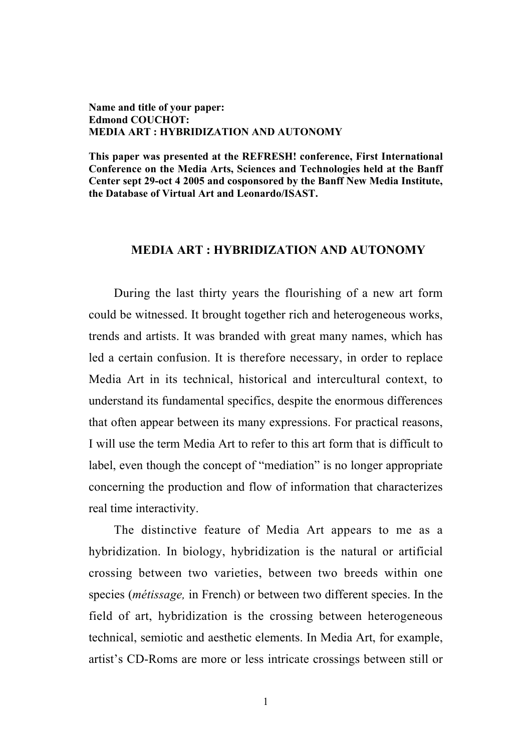**Name and title of your paper:**
**Edmond COUCHOT:**
**MEDIA ART : HYBRIDIZATION AND AUTONOMY**

**This paper was presented at the REFRESH! conference, First International Conference on the Media Arts, Sciences and Technologies held at the Banff Center sept 29-oct 4 2005 and cosponsored by the Banff New Media Institute, the Database of Virtual Art and Leonardo/ISAST.**

# MEDIA ART : HYBRIDIZATION AND AUTONOMY

During the last thirty years the flourishing of a new art form could be witnessed. It brought together rich and heterogeneous works, trends and artists. It was branded with great many names, which has led a certain confusion. It is therefore necessary, in order to replace Media Art in its technical, historical and intercultural context, to understand its fundamental specifics, despite the enormous differences that often appear between its many expressions. For practical reasons, I will use the term Media Art to refer to this art form that is difficult to label, even though the concept of "mediation" is no longer appropriate concerning the production and flow of information that characterizes real time interactivity.

The distinctive feature of Media Art appears to me as a hybridization. In biology, hybridization is the natural or artificial crossing between two varieties, between two breeds within one species (*métissage,* in French) or between two different species. In the field of art, hybridization is the crossing between heterogeneous technical, semiotic and aesthetic elements. In Media Art, for example, artist's CD-Roms are more or less intricate crossings between still or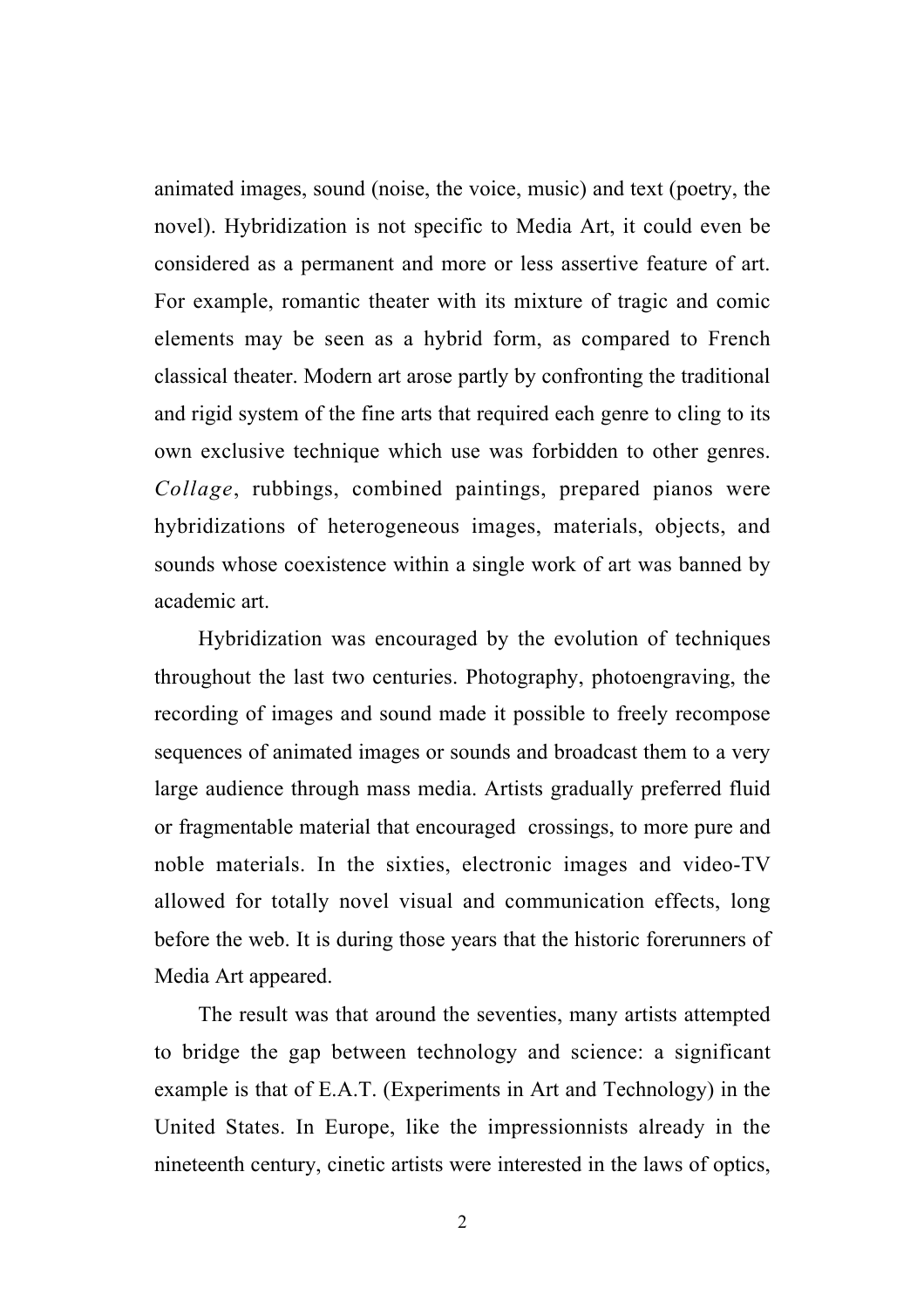animated images, sound (noise, the voice, music) and text (poetry, the novel). Hybridization is not specific to Media Art, it could even be considered as a permanent and more or less assertive feature of art. For example, romantic theater with its mixture of tragic and comic elements may be seen as a hybrid form, as compared to French classical theater. Modern art arose partly by confronting the traditional and rigid system of the fine arts that required each genre to cling to its own exclusive technique which use was forbidden to other genres. *Collage*, rubbings, combined paintings, prepared pianos were hybridizations of heterogeneous images, materials, objects, and sounds whose coexistence within a single work of art was banned by academic art.

Hybridization was encouraged by the evolution of techniques throughout the last two centuries. Photography, photoengraving, the recording of images and sound made it possible to freely recompose sequences of animated images or sounds and broadcast them to a very large audience through mass media. Artists gradually preferred fluid or fragmentable material that encouraged crossings, to more pure and noble materials. In the sixties, electronic images and video-TV allowed for totally novel visual and communication effects, long before the web. It is during those years that the historic forerunners of Media Art appeared.

The result was that around the seventies, many artists attempted to bridge the gap between technology and science: a significant example is that of E.A.T. (Experiments in Art and Technology) in the United States. In Europe, like the impressionnists already in the nineteenth century, cinetic artists were interested in the laws of optics,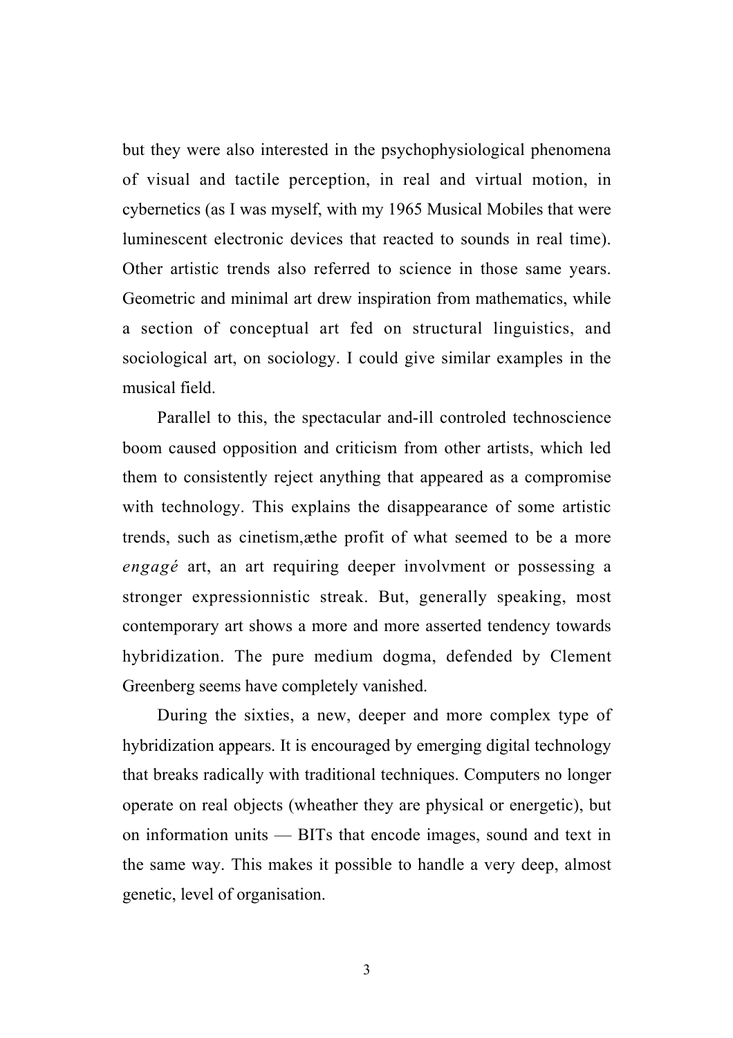but they were also interested in the psychophysiological phenomena of visual and tactile perception, in real and virtual motion, in cybernetics (as I was myself, with my 1965 Musical Mobiles that were luminescent electronic devices that reacted to sounds in real time). Other artistic trends also referred to science in those same years. Geometric and minimal art drew inspiration from mathematics, while a section of conceptual art fed on structural linguistics, and sociological art, on sociology. I could give similar examples in the musical field.

Parallel to this, the spectacular and-ill controled technoscience boom caused opposition and criticism from other artists, which led them to consistently reject anything that appeared as a compromise with technology. This explains the disappearance of some artistic trends, such as cinetism,æthe profit of what seemed to be a more *engagé* art, an art requiring deeper involvment or possessing a stronger expressionnistic streak. But, generally speaking, most contemporary art shows a more and more asserted tendency towards hybridization. The pure medium dogma, defended by Clement Greenberg seems have completely vanished.

During the sixties, a new, deeper and more complex type of hybridization appears. It is encouraged by emerging digital technology that breaks radically with traditional techniques. Computers no longer operate on real objects (wheather they are physical or energetic), but on information units — BITs that encode images, sound and text in the same way. This makes it possible to handle a very deep, almost genetic, level of organisation.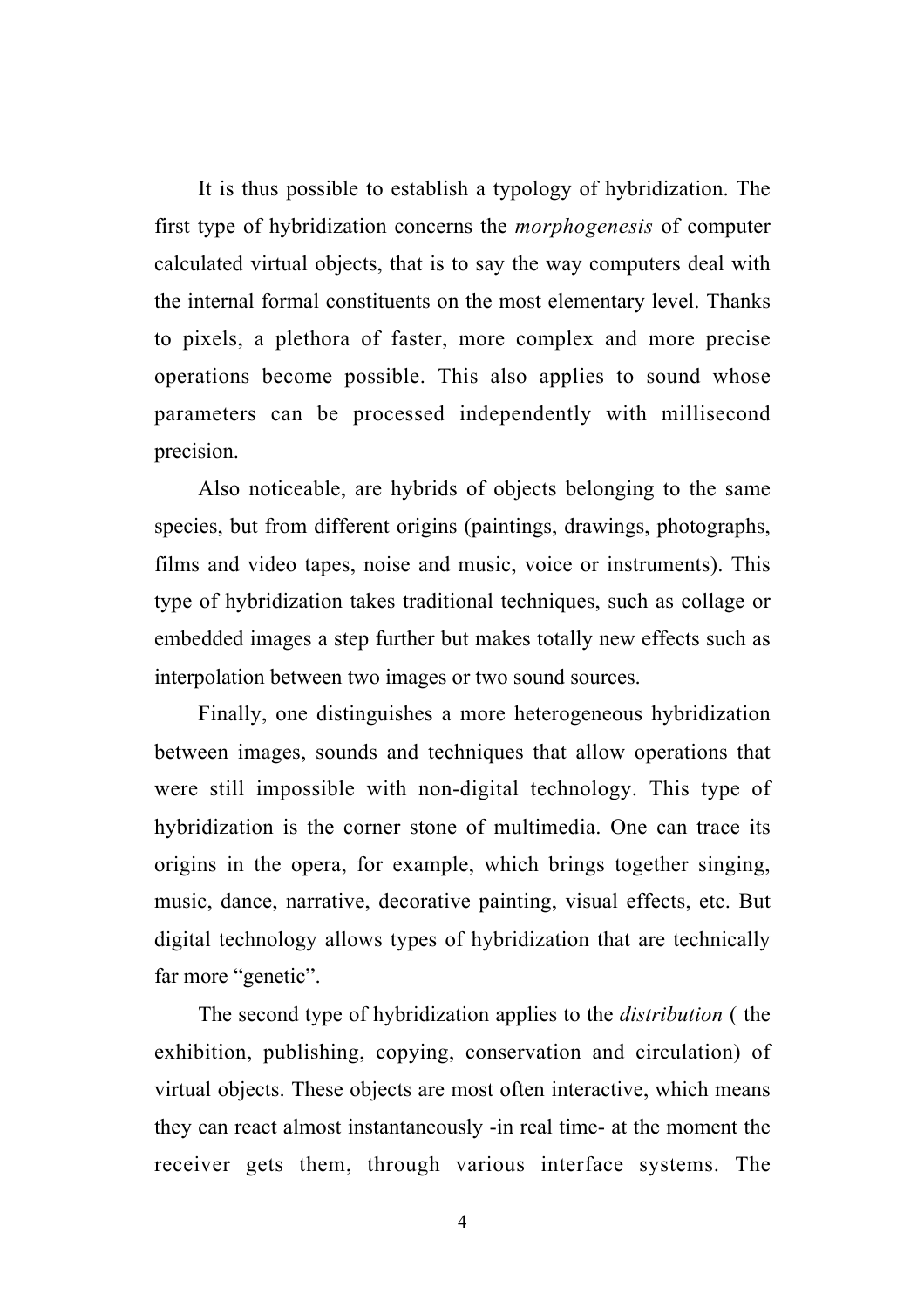It is thus possible to establish a typology of hybridization. The first type of hybridization concerns the *morphogenesis* of computer calculated virtual objects, that is to say the way computers deal with the internal formal constituents on the most elementary level. Thanks to pixels, a plethora of faster, more complex and more precise operations become possible. This also applies to sound whose parameters can be processed independently with millisecond precision.

Also noticeable, are hybrids of objects belonging to the same species, but from different origins (paintings, drawings, photographs, films and video tapes, noise and music, voice or instruments). This type of hybridization takes traditional techniques, such as collage or embedded images a step further but makes totally new effects such as interpolation between two images or two sound sources.

Finally, one distinguishes a more heterogeneous hybridization between images, sounds and techniques that allow operations that were still impossible with non-digital technology. This type of hybridization is the corner stone of multimedia. One can trace its origins in the opera, for example, which brings together singing, music, dance, narrative, decorative painting, visual effects, etc. But digital technology allows types of hybridization that are technically far more "genetic".

The second type of hybridization applies to the *distribution* ( the exhibition, publishing, copying, conservation and circulation) of virtual objects. These objects are most often interactive, which means they can react almost instantaneously -in real time- at the moment the receiver gets them, through various interface systems. The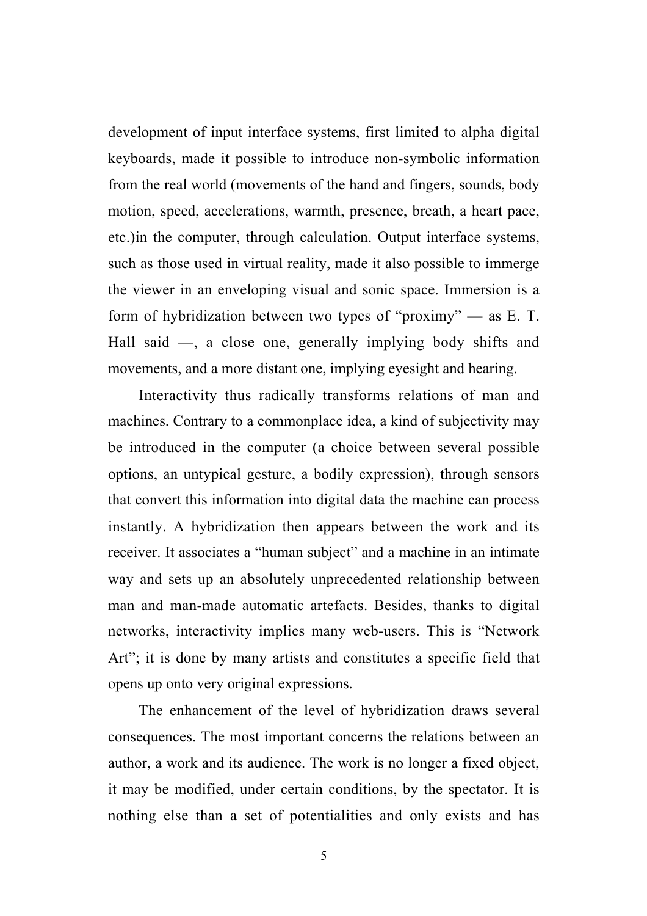development of input interface systems, first limited to alpha digital keyboards, made it possible to introduce non-symbolic information from the real world (movements of the hand and fingers, sounds, body motion, speed, accelerations, warmth, presence, breath, a heart pace, etc.)in the computer, through calculation. Output interface systems, such as those used in virtual reality, made it also possible to immerge the viewer in an enveloping visual and sonic space. Immersion is a form of hybridization between two types of "proximy" — as E. T. Hall said —, a close one, generally implying body shifts and movements, and a more distant one, implying eyesight and hearing.

Interactivity thus radically transforms relations of man and machines. Contrary to a commonplace idea, a kind of subjectivity may be introduced in the computer (a choice between several possible options, an untypical gesture, a bodily expression), through sensors that convert this information into digital data the machine can process instantly. A hybridization then appears between the work and its receiver. It associates a "human subject" and a machine in an intimate way and sets up an absolutely unprecedented relationship between man and man-made automatic artefacts. Besides, thanks to digital networks, interactivity implies many web-users. This is "Network Art"; it is done by many artists and constitutes a specific field that opens up onto very original expressions.

The enhancement of the level of hybridization draws several consequences. The most important concerns the relations between an author, a work and its audience. The work is no longer a fixed object, it may be modified, under certain conditions, by the spectator. It is nothing else than a set of potentialities and only exists and has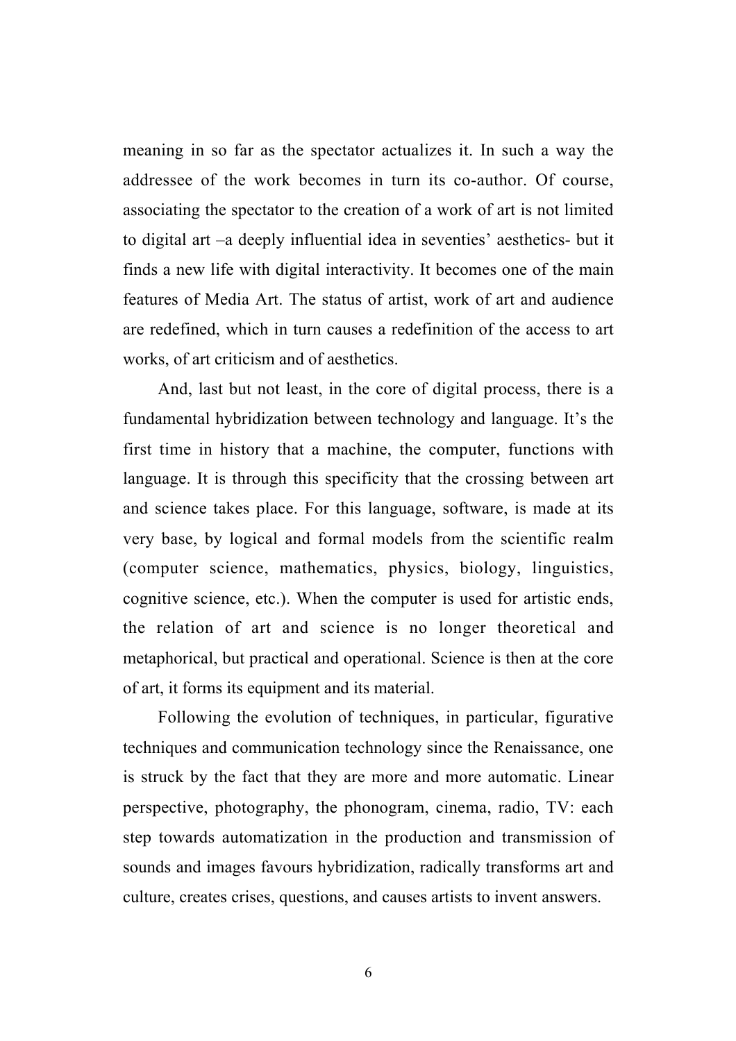meaning in so far as the spectator actualizes it. In such a way the addressee of the work becomes in turn its co-author. Of course, associating the spectator to the creation of a work of art is not limited to digital art –a deeply influential idea in seventies' aesthetics- but it finds a new life with digital interactivity. It becomes one of the main features of Media Art. The status of artist, work of art and audience are redefined, which in turn causes a redefinition of the access to art works, of art criticism and of aesthetics.

And, last but not least, in the core of digital process, there is a fundamental hybridization between technology and language. It's the first time in history that a machine, the computer, functions with language. It is through this specificity that the crossing between art and science takes place. For this language, software, is made at its very base, by logical and formal models from the scientific realm (computer science, mathematics, physics, biology, linguistics, cognitive science, etc.). When the computer is used for artistic ends, the relation of art and science is no longer theoretical and metaphorical, but practical and operational. Science is then at the core of art, it forms its equipment and its material.

Following the evolution of techniques, in particular, figurative techniques and communication technology since the Renaissance, one is struck by the fact that they are more and more automatic. Linear perspective, photography, the phonogram, cinema, radio, TV: each step towards automatization in the production and transmission of sounds and images favours hybridization, radically transforms art and culture, creates crises, questions, and causes artists to invent answers.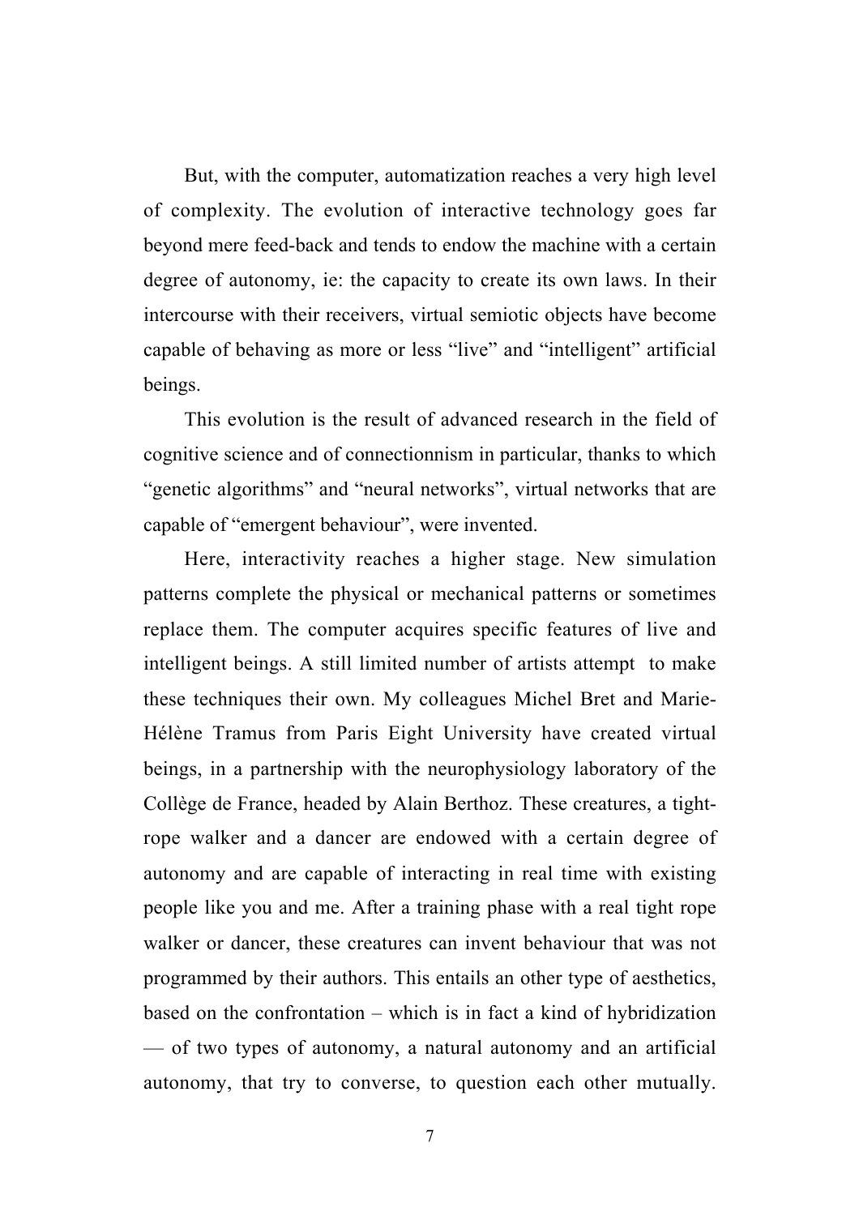But, with the computer, automatization reaches a very high level of complexity. The evolution of interactive technology goes far beyond mere feed-back and tends to endow the machine with a certain degree of autonomy, ie: the capacity to create its own laws. In their intercourse with their receivers, virtual semiotic objects have become capable of behaving as more or less “live” and “intelligent” artificial beings.

This evolution is the result of advanced research in the field of cognitive science and of connectionnism in particular, thanks to which “genetic algorithms” and “neural networks”, virtual networks that are capable of “emergent behaviour”, were invented.

Here, interactivity reaches a higher stage. New simulation patterns complete the physical or mechanical patterns or sometimes replace them. The computer acquires specific features of live and intelligent beings. A still limited number of artists attempt to make these techniques their own. My colleagues Michel Bret and Marie-Hélène Tramus from Paris Eight University have created virtual beings, in a partnership with the neurophysiology laboratory of the Collège de France, headed by Alain Berthoz. These creatures, a tight-rope walker and a dancer are endowed with a certain degree of autonomy and are capable of interacting in real time with existing people like you and me. After a training phase with a real tight rope walker or dancer, these creatures can invent behaviour that was not programmed by their authors. This entails an other type of aesthetics, based on the confrontation – which is in fact a kind of hybridization — of two types of autonomy, a natural autonomy and an artificial autonomy, that try to converse, to question each other mutually.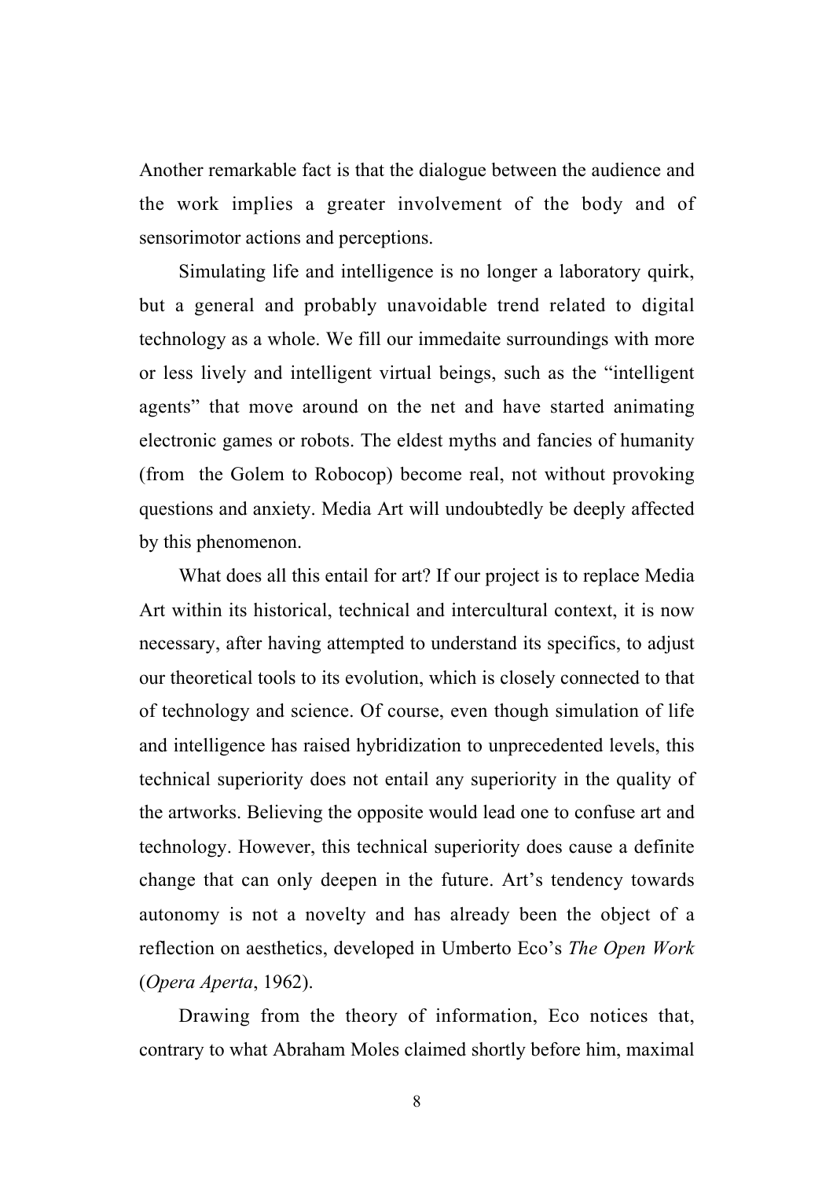Another remarkable fact is that the dialogue between the audience and the work implies a greater involvement of the body and of sensorimotor actions and perceptions.

Simulating life and intelligence is no longer a laboratory quirk, but a general and probably unavoidable trend related to digital technology as a whole. We fill our immedaite surroundings with more or less lively and intelligent virtual beings, such as the "intelligent agents" that move around on the net and have started animating electronic games or robots. The eldest myths and fancies of humanity (from the Golem to Robocop) become real, not without provoking questions and anxiety. Media Art will undoubtedly be deeply affected by this phenomenon.

What does all this entail for art? If our project is to replace Media Art within its historical, technical and intercultural context, it is now necessary, after having attempted to understand its specifics, to adjust our theoretical tools to its evolution, which is closely connected to that of technology and science. Of course, even though simulation of life and intelligence has raised hybridization to unprecedented levels, this technical superiority does not entail any superiority in the quality of the artworks. Believing the opposite would lead one to confuse art and technology. However, this technical superiority does cause a definite change that can only deepen in the future. Art's tendency towards autonomy is not a novelty and has already been the object of a reflection on aesthetics, developed in Umberto Eco's *The Open Work* (*Opera Aperta*, 1962).

Drawing from the theory of information, Eco notices that, contrary to what Abraham Moles claimed shortly before him, maximal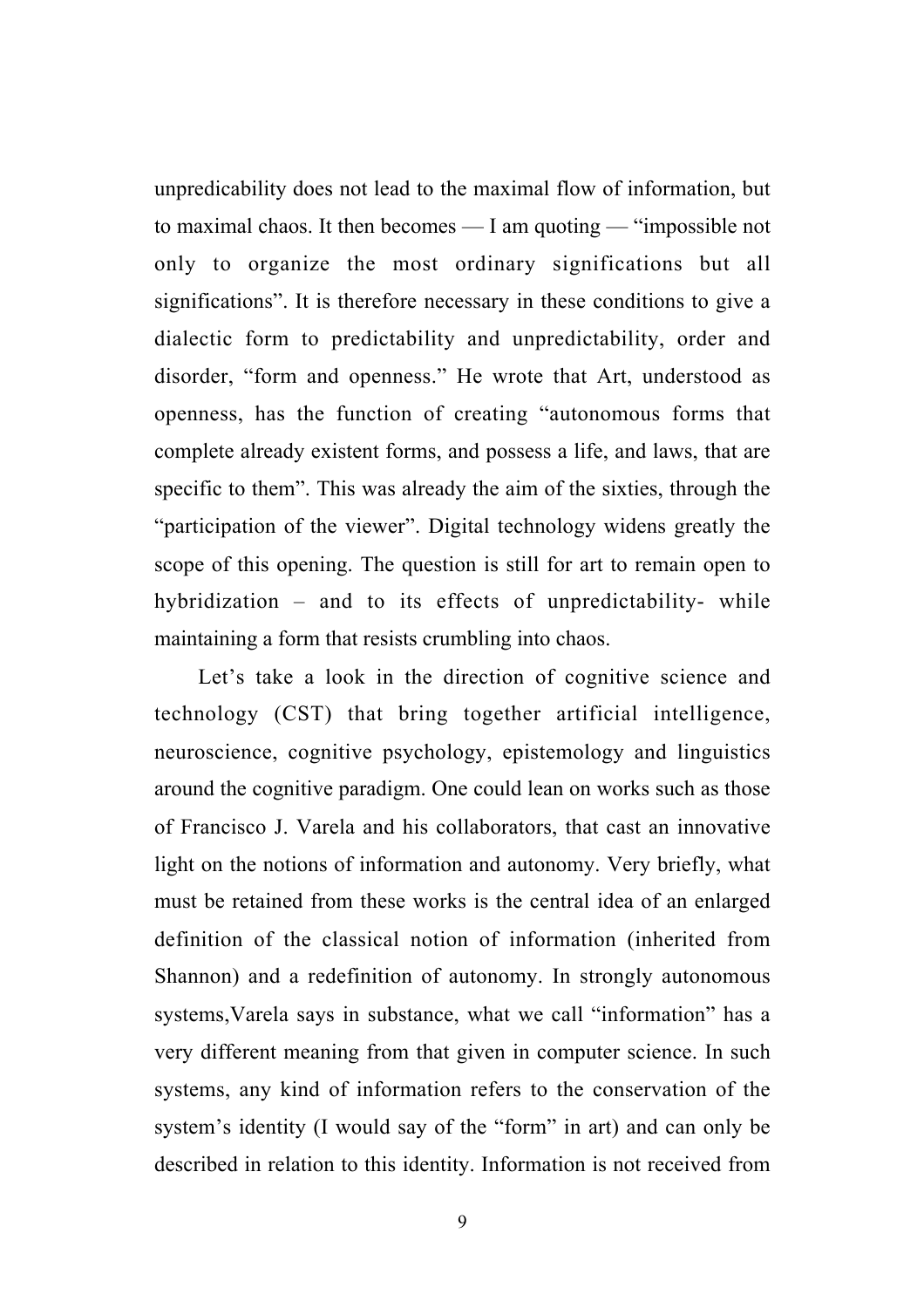unpredicability does not lead to the maximal flow of information, but to maximal chaos. It then becomes — I am quoting — "impossible not only to organize the most ordinary significations but all significations". It is therefore necessary in these conditions to give a dialectic form to predictability and unpredictability, order and disorder, "form and openness." He wrote that Art, understood as openness, has the function of creating "autonomous forms that complete already existent forms, and possess a life, and laws, that are specific to them". This was already the aim of the sixties, through the "participation of the viewer". Digital technology widens greatly the scope of this opening. The question is still for art to remain open to hybridization – and to its effects of unpredictability- while maintaining a form that resists crumbling into chaos.

Let's take a look in the direction of cognitive science and technology (CST) that bring together artificial intelligence, neuroscience, cognitive psychology, epistemology and linguistics around the cognitive paradigm. One could lean on works such as those of Francisco J. Varela and his collaborators, that cast an innovative light on the notions of information and autonomy. Very briefly, what must be retained from these works is the central idea of an enlarged definition of the classical notion of information (inherited from Shannon) and a redefinition of autonomy. In strongly autonomous systems,Varela says in substance, what we call "information" has a very different meaning from that given in computer science. In such systems, any kind of information refers to the conservation of the system's identity (I would say of the "form" in art) and can only be described in relation to this identity. Information is not received from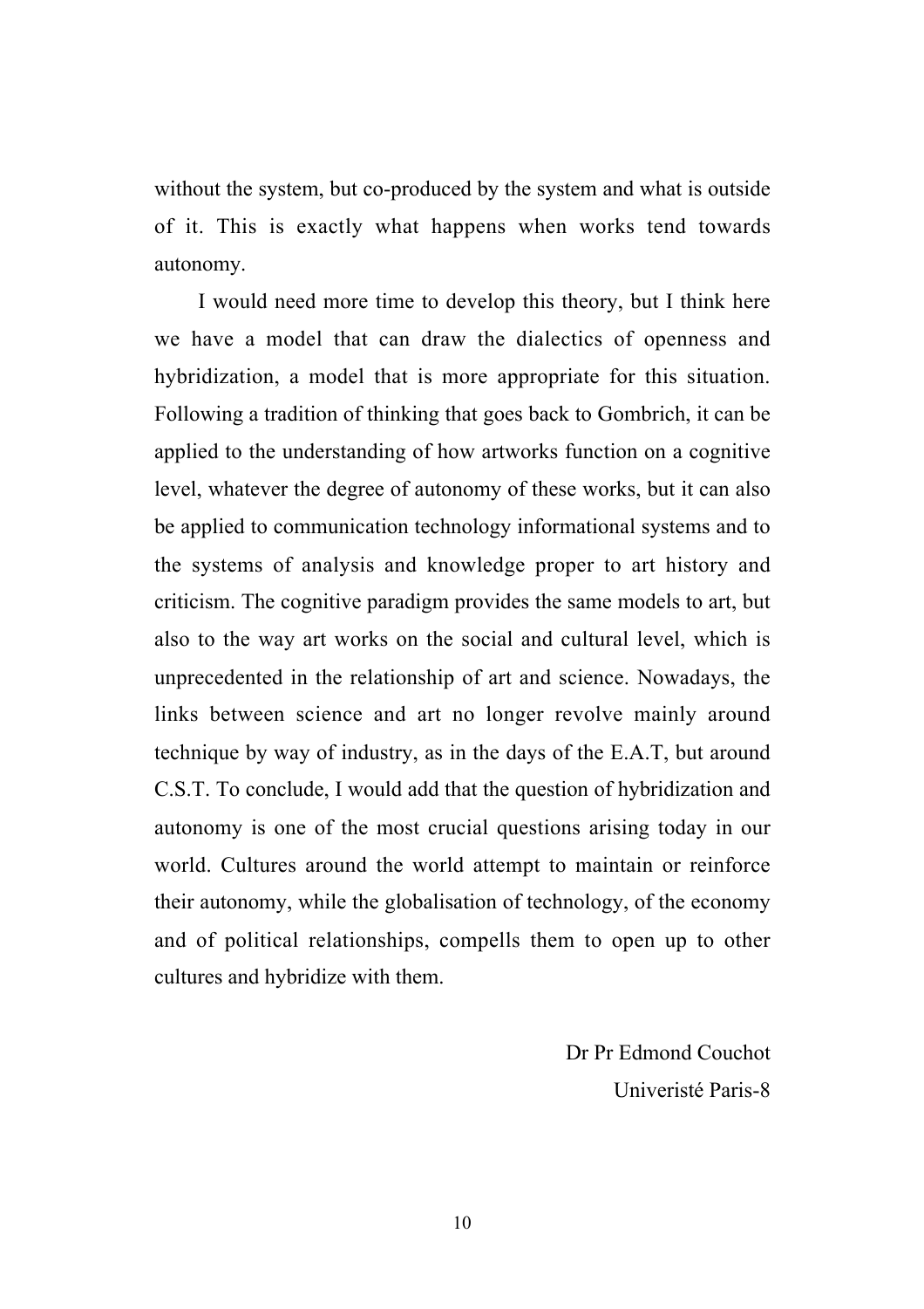without the system, but co-produced by the system and what is outside of it. This is exactly what happens when works tend towards autonomy.

I would need more time to develop this theory, but I think here we have a model that can draw the dialectics of openness and hybridization, a model that is more appropriate for this situation. Following a tradition of thinking that goes back to Gombrich, it can be applied to the understanding of how artworks function on a cognitive level, whatever the degree of autonomy of these works, but it can also be applied to communication technology informational systems and to the systems of analysis and knowledge proper to art history and criticism. The cognitive paradigm provides the same models to art, but also to the way art works on the social and cultural level, which is unprecedented in the relationship of art and science. Nowadays, the links between science and art no longer revolve mainly around technique by way of industry, as in the days of the E.A.T, but around C.S.T. To conclude, I would add that the question of hybridization and autonomy is one of the most crucial questions arising today in our world. Cultures around the world attempt to maintain or reinforce their autonomy, while the globalisation of technology, of the economy and of political relationships, compells them to open up to other cultures and hybridize with them.

Dr Pr Edmond Couchot
Univeristé Paris-8